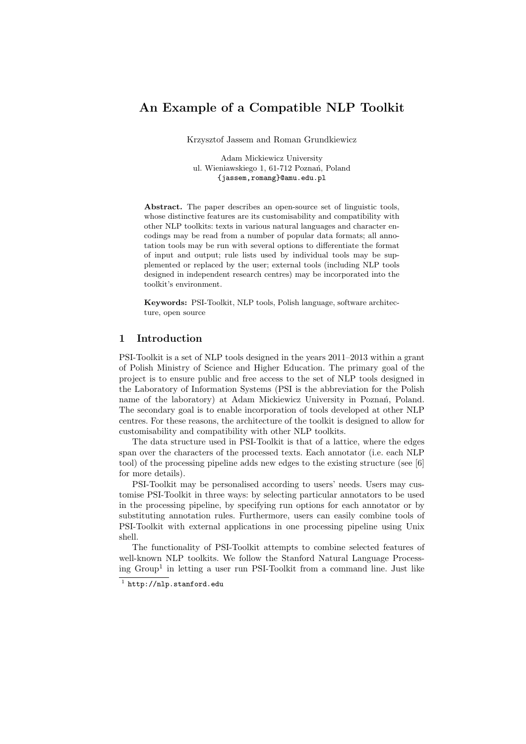# An Example of a Compatible NLP Toolkit

Krzysztof Jassem and Roman Grundkiewicz

Adam Mickiewicz University
ul. Wieniawskiego 1, 61-712 Poznań, Poland
{jassem,romang}@amu.edu.pl

**Abstract.** The paper describes an open-source set of linguistic tools, whose distinctive features are its customisability and compatibility with other NLP toolkits: texts in various natural languages and character encodings may be read from a number of popular data formats; all annotation tools may be run with several options to differentiate the format of input and output; rule lists used by individual tools may be supplemented or replaced by the user; external tools (including NLP tools designed in independent research centres) may be incorporated into the toolkit's environment.

**Keywords:** PSI-Toolkit, NLP tools, Polish language, software architecture, open source

## 1 Introduction

PSI-Toolkit is a set of NLP tools designed in the years 2011–2013 within a grant of Polish Ministry of Science and Higher Education. The primary goal of the project is to ensure public and free access to the set of NLP tools designed in the Laboratory of Information Systems (PSI is the abbreviation for the Polish name of the laboratory) at Adam Mickiewicz University in Poznań, Poland. The secondary goal is to enable incorporation of tools developed at other NLP centres. For these reasons, the architecture of the toolkit is designed to allow for customisability and compatibility with other NLP toolkits.

The data structure used in PSI-Toolkit is that of a lattice, where the edges span over the characters of the processed texts. Each annotator (i.e. each NLP tool) of the processing pipeline adds new edges to the existing structure (see [6] for more details).

PSI-Toolkit may be personalised according to users' needs. Users may customise PSI-Toolkit in three ways: by selecting particular annotators to be used in the processing pipeline, by specifying run options for each annotator or by substituting annotation rules. Furthermore, users can easily combine tools of PSI-Toolkit with external applications in one processing pipeline using Unix shell.

The functionality of PSI-Toolkit attempts to combine selected features of well-known NLP toolkits. We follow the Stanford Natural Language Processing Group[1] in letting a user run PSI-Toolkit from a command line. Just like

[1] http://nlp.stanford.edu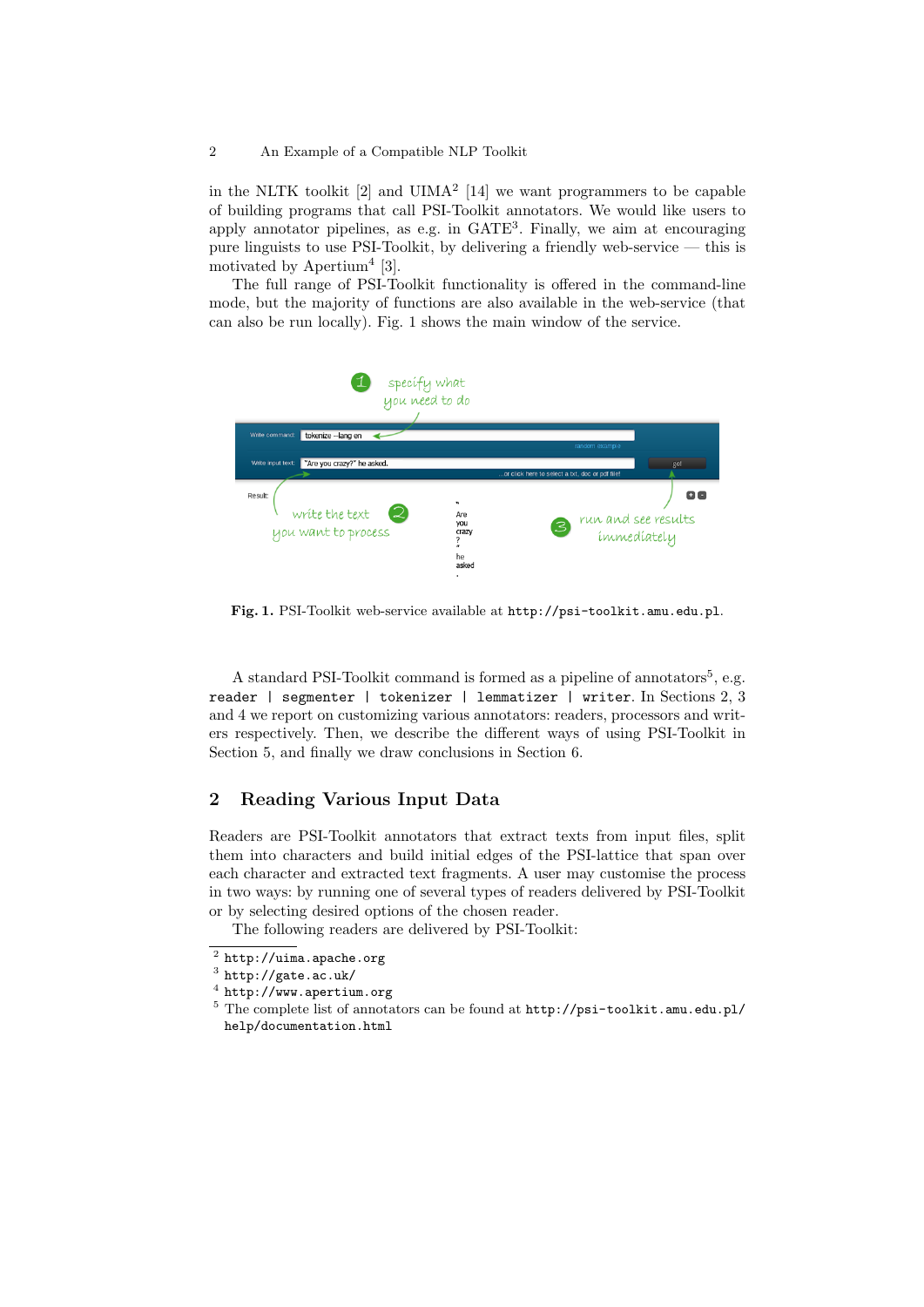in the NLTK toolkit [2] and UIMA[2] [14] we want programmers to be capable of building programs that call PSI-Toolkit annotators. We would like users to apply annotator pipelines, as e.g. in GATE[3]. Finally, we aim at encouraging pure linguists to use PSI-Toolkit, by delivering a friendly web-service — this is motivated by Apertium[4] [3].

The full range of PSI-Toolkit functionality is offered in the command-line mode, but the majority of functions are also available in the web-service (that can also be run locally). Fig. 1 shows the main window of the service.

**Fig. 1.** PSI-Toolkit web-service available at `http://psi-toolkit.amu.edu.pl`.

A standard PSI-Toolkit command is formed as a pipeline of annotators[5], e.g. `reader | segmenter | tokenizer | lemmatizer | writer`. In Sections 2, 3 and 4 we report on customizing various annotators: readers, processors and writers respectively. Then, we describe the different ways of using PSI-Toolkit in Section 5, and finally we draw conclusions in Section 6.

## 2 Reading Various Input Data

Readers are PSI-Toolkit annotators that extract texts from input files, split them into characters and build initial edges of the PSI-lattice that span over each character and extracted text fragments. A user may customise the process in two ways: by running one of several types of readers delivered by PSI-Toolkit or by selecting desired options of the chosen reader.

The following readers are delivered by PSI-Toolkit:

---

[2] `http://uima.apache.org`

[3] `http://gate.ac.uk/`

[4] `http://www.apertium.org`

[5] The complete list of annotators can be found at `http://psi-toolkit.amu.edu.pl/help/documentation.html`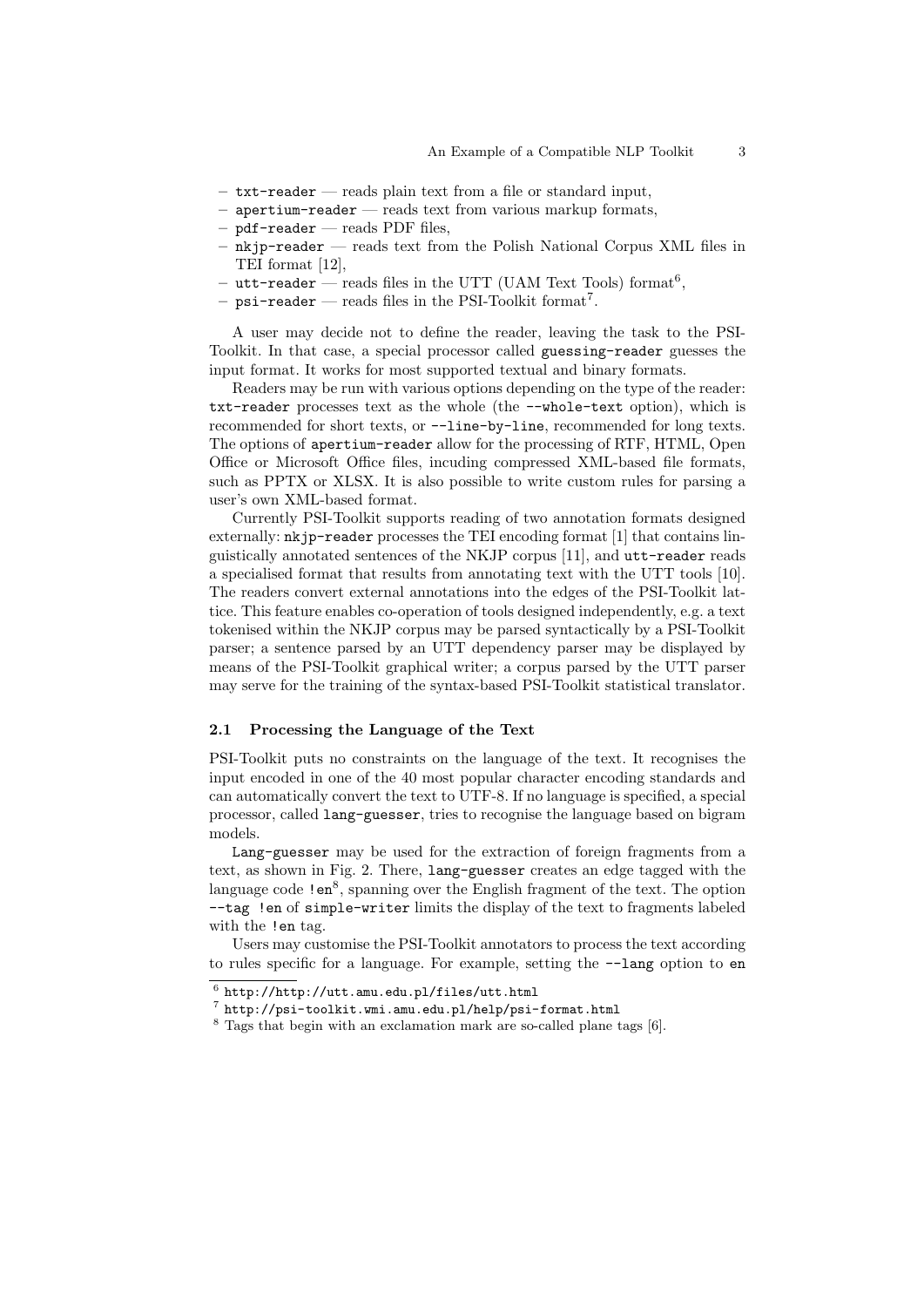- `txt-reader` — reads plain text from a file or standard input,
- `apertium-reader` — reads text from various markup formats,
- `pdf-reader` — reads PDF files,
- `nkjp-reader` — reads text from the Polish National Corpus XML files in TEI format [12],
- `utt-reader` — reads files in the UTT (UAM Text Tools) format[6],
- `psi-reader` — reads files in the PSI-Toolkit format[7].

A user may decide not to define the reader, leaving the task to the PSI-Toolkit. In that case, a special processor called `guessing-reader` guesses the input format. It works for most supported textual and binary formats.

Readers may be run with various options depending on the type of the reader: `txt-reader` processes text as the whole (the `--whole-text` option), which is recommended for short texts, or `--line-by-line`, recommended for long texts. The options of `apertium-reader` allow for the processing of RTF, HTML, Open Office or Microsoft Office files, incuding compressed XML-based file formats, such as PPTX or XLSX. It is also possible to write custom rules for parsing a user's own XML-based format.

Currently PSI-Toolkit supports reading of two annotation formats designed externally: `nkjp-reader` processes the TEI encoding format [1] that contains linguistically annotated sentences of the NKJP corpus [11], and `utt-reader` reads a specialised format that results from annotating text with the UTT tools [10]. The readers convert external annotations into the edges of the PSI-Toolkit lattice. This feature enables co-operation of tools designed independently, e.g. a text tokenised within the NKJP corpus may be parsed syntactically by a PSI-Toolkit parser; a sentence parsed by an UTT dependency parser may be displayed by means of the PSI-Toolkit graphical writer; a corpus parsed by the UTT parser may serve for the training of the syntax-based PSI-Toolkit statistical translator.

### 2.1 Processing the Language of the Text

PSI-Toolkit puts no constraints on the language of the text. It recognises the input encoded in one of the 40 most popular character encoding standards and can automatically convert the text to UTF-8. If no language is specified, a special processor, called `lang-guesser`, tries to recognise the language based on bigram models.

`Lang-guesser` may be used for the extraction of foreign fragments from a text, as shown in Fig. 2. There, `lang-guesser` creates an edge tagged with the language code `!en`[8], spanning over the English fragment of the text. The option `--tag !en` of `simple-writer` limits the display of the text to fragments labeled with the `!en` tag.

Users may customise the PSI-Toolkit annotators to process the text according to rules specific for a language. For example, setting the `--lang` option to `en`

---

[6] `http://http://utt.amu.edu.pl/files/utt.html`

[7] `http://psi-toolkit.wmi.amu.edu.pl/help/psi-format.html`

[8] Tags that begin with an exclamation mark are so-called plane tags [6].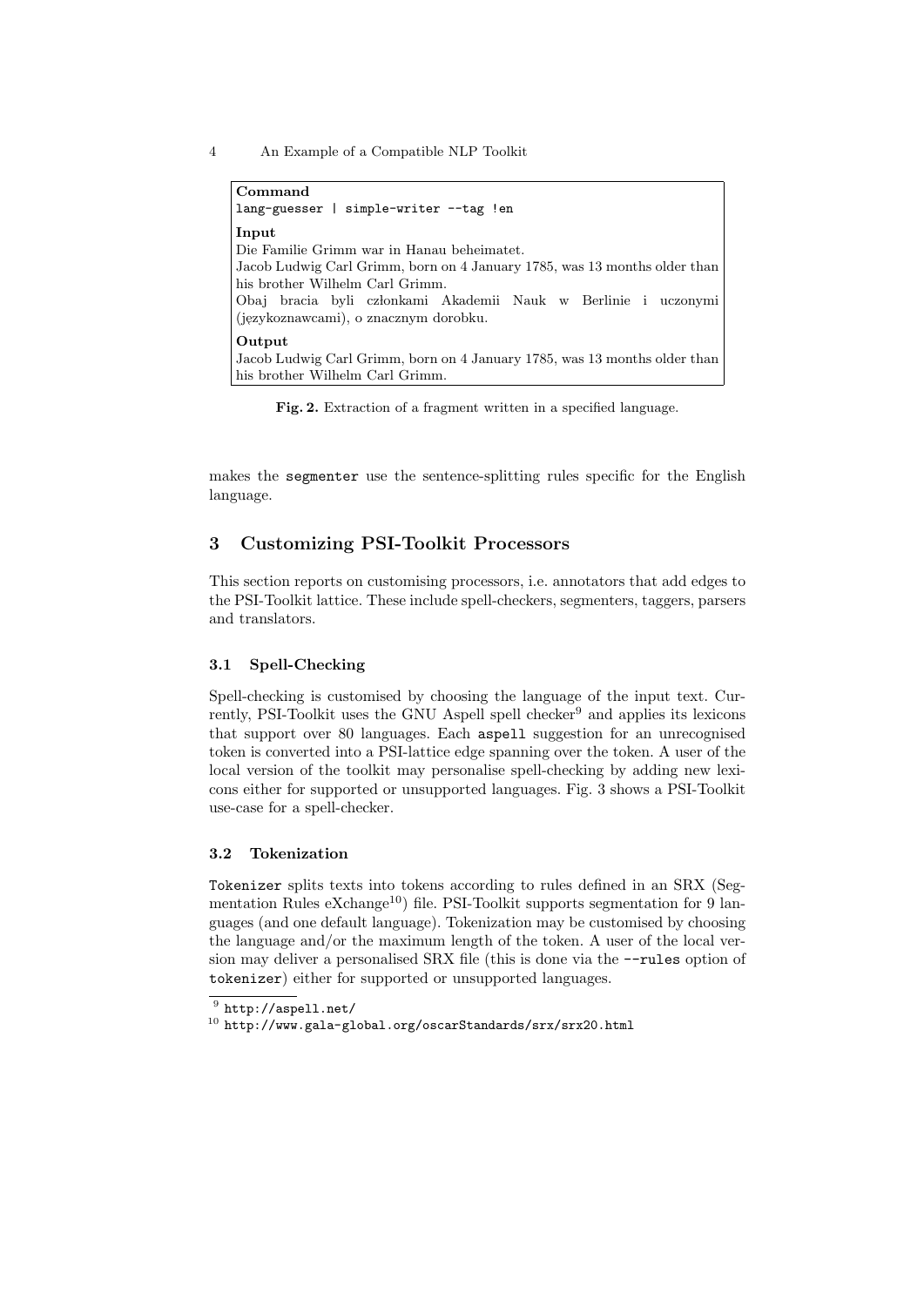**Command**
```
lang-guesser | simple-writer --tag !en
```

**Input**

Die Familie Grimm war in Hanau beheimatet.
Jacob Ludwig Carl Grimm, born on 4 January 1785, was 13 months older than his brother Wilhelm Carl Grimm.
Obaj bracia byli członkami Akademii Nauk w Berlinie i uczonymi (językoznawcami), o znacznym dorobku.

**Output**

Jacob Ludwig Carl Grimm, born on 4 January 1785, was 13 months older than his brother Wilhelm Carl Grimm.

**Fig. 2.** Extraction of a fragment written in a specified language.

makes the `segmenter` use the sentence-splitting rules specific for the English language.

## 3 Customizing PSI-Toolkit Processors

This section reports on customising processors, i.e. annotators that add edges to the PSI-Toolkit lattice. These include spell-checkers, segmenters, taggers, parsers and translators.

### 3.1 Spell-Checking

Spell-checking is customised by choosing the language of the input text. Currently, PSI-Toolkit uses the GNU Aspell spell checker[9] and applies its lexicons that support over 80 languages. Each `aspell` suggestion for an unrecognised token is converted into a PSI-lattice edge spanning over the token. A user of the local version of the toolkit may personalise spell-checking by adding new lexicons either for supported or unsupported languages. Fig. 3 shows a PSI-Toolkit use-case for a spell-checker.

### 3.2 Tokenization

`Tokenizer` splits texts into tokens according to rules defined in an SRX (Segmentation Rules eXchange[10]) file. PSI-Toolkit supports segmentation for 9 languages (and one default language). Tokenization may be customised by choosing the language and/or the maximum length of the token. A user of the local version may deliver a personalised SRX file (this is done via the `--rules` option of `tokenizer`) either for supported or unsupported languages.

[9] `http://aspell.net/`

[10] `http://www.gala-global.org/oscarStandards/srx/srx20.html`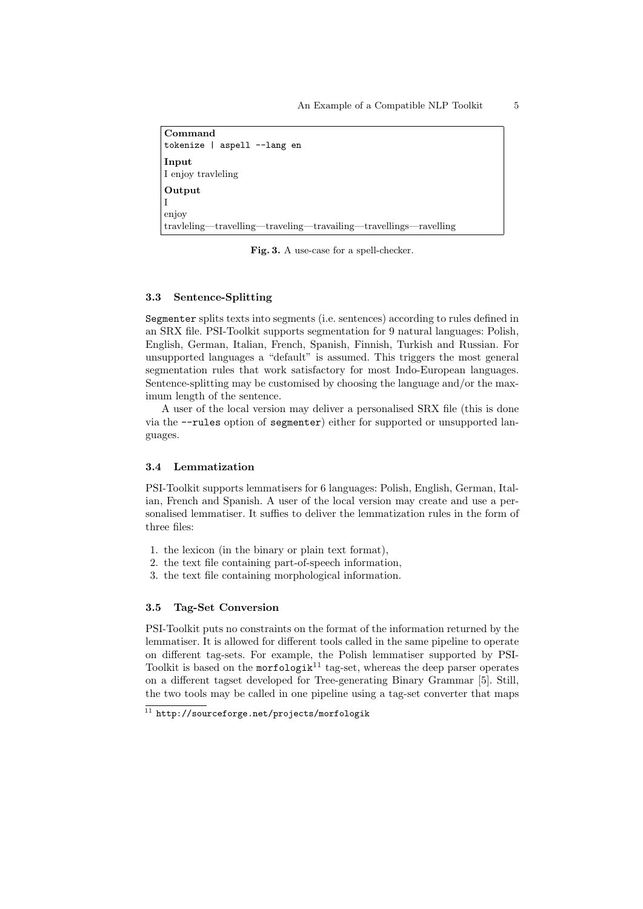**Command**
```
tokenize | aspell --lang en
```

**Input**

I enjoy travleing

**Output**

I
enjoy
travleing—travelling—traveling—travailing—travellings—ravelling

**Fig. 3.** A use-case for a spell-checker.

### 3.3 Sentence-Splitting

`Segmenter` splits texts into segments (i.e. sentences) according to rules defined in an SRX file. PSI-Toolkit supports segmentation for 9 natural languages: Polish, English, German, Italian, French, Spanish, Finnish, Turkish and Russian. For unsupported languages a "default" is assumed. This triggers the most general segmentation rules that work satisfactory for most Indo-European languages. Sentence-splitting may be customised by choosing the language and/or the maximum length of the sentence.

A user of the local version may deliver a personalised SRX file (this is done via the `--rules` option of `segmenter`) either for supported or unsupported languages.

### 3.4 Lemmatization

PSI-Toolkit supports lemmatisers for 6 languages: Polish, English, German, Italian, French and Spanish. A user of the local version may create and use a personalised lemmatiser. It suffices to deliver the lemmatization rules in the form of three files:

1. the lexicon (in the binary or plain text format),
2. the text file containing part-of-speech information,
3. the text file containing morphological information.

### 3.5 Tag-Set Conversion

PSI-Toolkit puts no constraints on the format of the information returned by the lemmatiser. It is allowed for different tools called in the same pipeline to operate on different tag-sets. For example, the Polish lemmatiser supported by PSI-Toolkit is based on the `morfologik`[11] tag-set, whereas the deep parser operates on a different tagset developed for Tree-generating Binary Grammar [5]. Still, the two tools may be called in one pipeline using a tag-set converter that maps

[11] `http://sourceforge.net/projects/morfologik`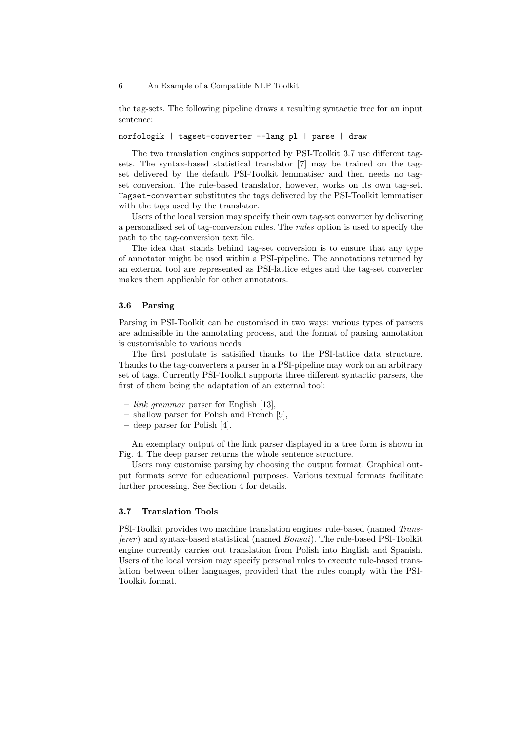the tag-sets. The following pipeline draws a resulting syntactic tree for an input sentence:

```
morfologik | tagset-converter --lang pl | parse | draw
```

The two translation engines supported by PSI-Toolkit 3.7 use different tag-sets. The syntax-based statistical translator [7] may be trained on the tag-set delivered by the default PSI-Toolkit lemmatiser and then needs no tag-set conversion. The rule-based translator, however, works on its own tag-set. `Tagset-converter` substitutes the tags delivered by the PSI-Toolkit lemmatiser with the tags used by the translator.

Users of the local version may specify their own tag-set converter by delivering a personalised set of tag-conversion rules. The *rules* option is used to specify the path to the tag-conversion text file.

The idea that stands behind tag-set conversion is to ensure that any type of annotator might be used within a PSI-pipeline. The annotations returned by an external tool are represented as PSI-lattice edges and the tag-set converter makes them applicable for other annotators.

### 3.6 Parsing

Parsing in PSI-Toolkit can be customised in two ways: various types of parsers are admissible in the annotating process, and the format of parsing annotation is customisable to various needs.

The first postulate is satisified thanks to the PSI-lattice data structure. Thanks to the tag-converters a parser in a PSI-pipeline may work on an arbitrary set of tags. Currently PSI-Toolkit supports three different syntactic parsers, the first of them being the adaptation of an external tool:

- *link grammar* parser for English [13],
- shallow parser for Polish and French [9],
- deep parser for Polish [4].

An exemplary output of the link parser displayed in a tree form is shown in Fig. 4. The deep parser returns the whole sentence structure.

Users may customise parsing by choosing the output format. Graphical output formats serve for educational purposes. Various textual formats facilitate further processing. See Section 4 for details.

### 3.7 Translation Tools

PSI-Toolkit provides two machine translation engines: rule-based (named *Transferer*) and syntax-based statistical (named *Bonsai*). The rule-based PSI-Toolkit engine currently carries out translation from Polish into English and Spanish. Users of the local version may specify personal rules to execute rule-based translation between other languages, provided that the rules comply with the PSI-Toolkit format.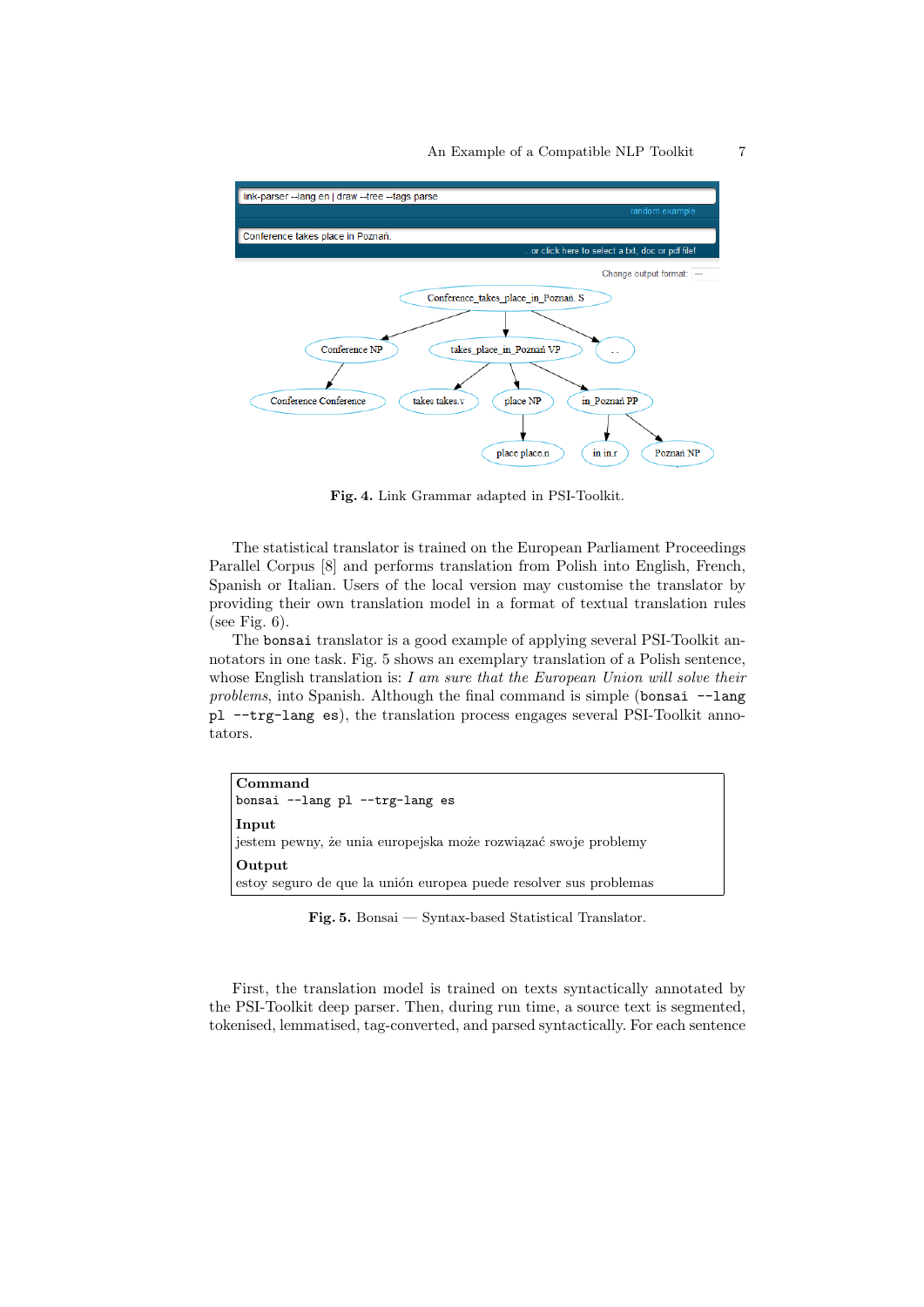**Fig. 4.** Link Grammar adapted in PSI-Toolkit.

The statistical translator is trained on the European Parliament Proceedings Parallel Corpus [8] and performs translation from Polish into English, French, Spanish or Italian. Users of the local version may customise the translator by providing their own translation model in a format of textual translation rules (see Fig. 6).

The `bonsai` translator is a good example of applying several PSI-Toolkit annotators in one task. Fig. 5 shows an exemplary translation of a Polish sentence, whose English translation is: *I am sure that the European Union will solve their problems*, into Spanish. Although the final command is simple (`bonsai --lang pl --trg-lang es`), the translation process engages several PSI-Toolkit annotators.

**Command**

```
bonsai --lang pl --trg-lang es
```

**Input**

jestem pewny, że unia europejska może rozwiązać swoje problemy

**Output**

estoy seguro de que la unión europea puede resolver sus problemas

**Fig. 5.** Bonsai — Syntax-based Statistical Translator.

First, the translation model is trained on texts syntactically annotated by the PSI-Toolkit deep parser. Then, during run time, a source text is segmented, tokenised, lemmatised, tag-converted, and parsed syntactically. For each sentence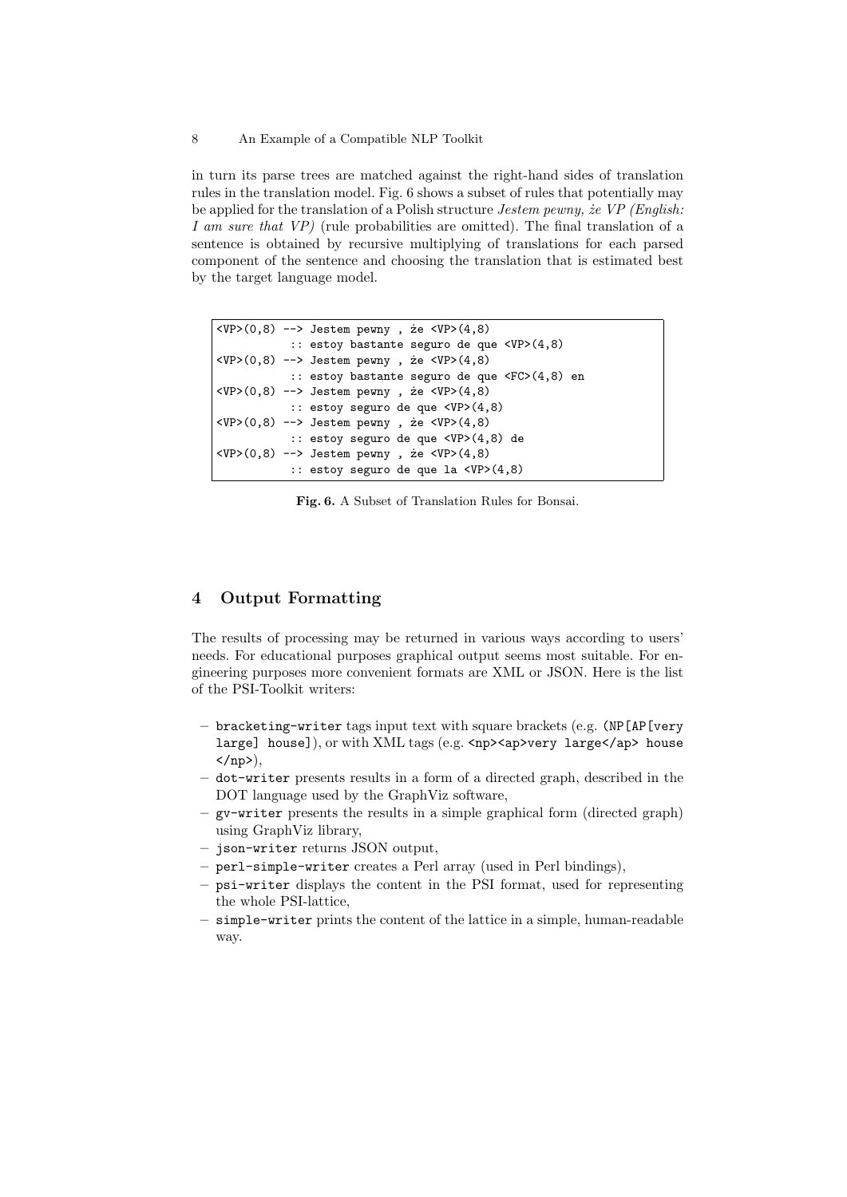in turn its parse trees are matched against the right-hand sides of translation rules in the translation model. Fig. 6 shows a subset of rules that potentially may be applied for the translation of a Polish structure *Jestem pewny, że VP (English: I am sure that VP)* (rule probabilities are omitted). The final translation of a sentence is obtained by recursive multiplying of translations for each parsed component of the sentence and choosing the translation that is estimated best by the target language model.

```
<VP>(0,8) --> Jestem pewny , że <VP>(4,8)
           :: estoy bastante seguro de que <VP>(4,8)
<VP>(0,8) --> Jestem pewny , że <VP>(4,8)
           :: estoy bastante seguro de que <FC>(4,8) en
<VP>(0,8) --> Jestem pewny , że <VP>(4,8)
           :: estoy seguro de que <VP>(4,8)
<VP>(0,8) --> Jestem pewny , że <VP>(4,8)
           :: estoy seguro de que <VP>(4,8) de
<VP>(0,8) --> Jestem pewny , że <VP>(4,8)
           :: estoy seguro de que la <VP>(4,8)
```

**Fig. 6.** A Subset of Translation Rules for Bonsai.

## 4 Output Formatting

The results of processing may be returned in various ways according to users' needs. For educational purposes graphical output seems most suitable. For engineering purposes more convenient formats are XML or JSON. Here is the list of the PSI-Toolkit writers:

- `bracketing-writer` tags input text with square brackets (e.g. `(NP[AP[very large] house])`, or with XML tags (e.g. `<np><ap>very large</ap> house </np>`),
- `dot-writer` presents results in a form of a directed graph, described in the DOT language used by the GraphViz software,
- `gv-writer` presents the results in a simple graphical form (directed graph) using GraphViz library,
- `json-writer` returns JSON output,
- `perl-simple-writer` creates a Perl array (used in Perl bindings),
- `psi-writer` displays the content in the PSI format, used for representing the whole PSI-lattice,
- `simple-writer` prints the content of the lattice in a simple, human-readable way.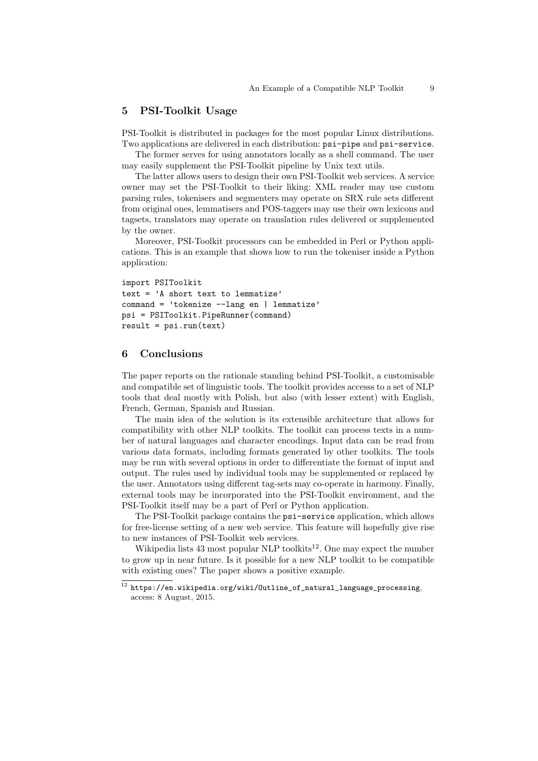## 5 PSI-Toolkit Usage

PSI-Toolkit is distributed in packages for the most popular Linux distributions. Two applications are delivered in each distribution: `psi-pipe` and `psi-service`.

The former serves for using annotators locally as a shell command. The user may easily supplement the PSI-Toolkit pipeline by Unix text utils.

The latter allows users to design their own PSI-Toolkit web services. A service owner may set the PSI-Toolkit to their liking: XML reader may use custom parsing rules, tokenisers and segmenters may operate on SRX rule sets different from original ones, lemmatisers and POS-taggers may use their own lexicons and tagsets, translators may operate on translation rules delivered or supplemented by the owner.

Moreover, PSI-Toolkit processors can be embedded in Perl or Python applications. This is an example that shows how to run the tokeniser inside a Python application:

```
import PSIToolkit
text = 'A short text to lemmatize'
command = 'tokenize --lang en | lemmatize'
psi = PSIToolkit.PipeRunner(command)
result = psi.run(text)
```

## 6 Conclusions

The paper reports on the rationale standing behind PSI-Toolkit, a customisable and compatible set of linguistic tools. The toolkit provides accesss to a set of NLP tools that deal mostly with Polish, but also (with lesser extent) with English, French, German, Spanish and Russian.

The main idea of the solution is its extensible architecture that allows for compatibility with other NLP toolkits. The toolkit can process texts in a number of natural languages and character encodings. Input data can be read from various data formats, including formats generated by other toolkits. The tools may be run with several options in order to differentiate the format of input and output. The rules used by individual tools may be supplemented or replaced by the user. Annotators using different tag-sets may co-operate in harmony. Finally, external tools may be incorporated into the PSI-Toolkit environment, and the PSI-Toolkit itself may be a part of Perl or Python application.

The PSI-Toolkit package contains the `psi-service` application, which allows for free-license setting of a new web service. This feature will hopefully give rise to new instances of PSI-Toolkit web services.

Wikipedia lists 43 most popular NLP toolkits[12]. One may expect the number to grow up in near future. Is it possible for a new NLP toolkit to be compatible with existing ones? The paper shows a positive example.

[12] `https://en.wikipedia.org/wiki/Outline_of_natural_language_processing`, access: 8 August, 2015.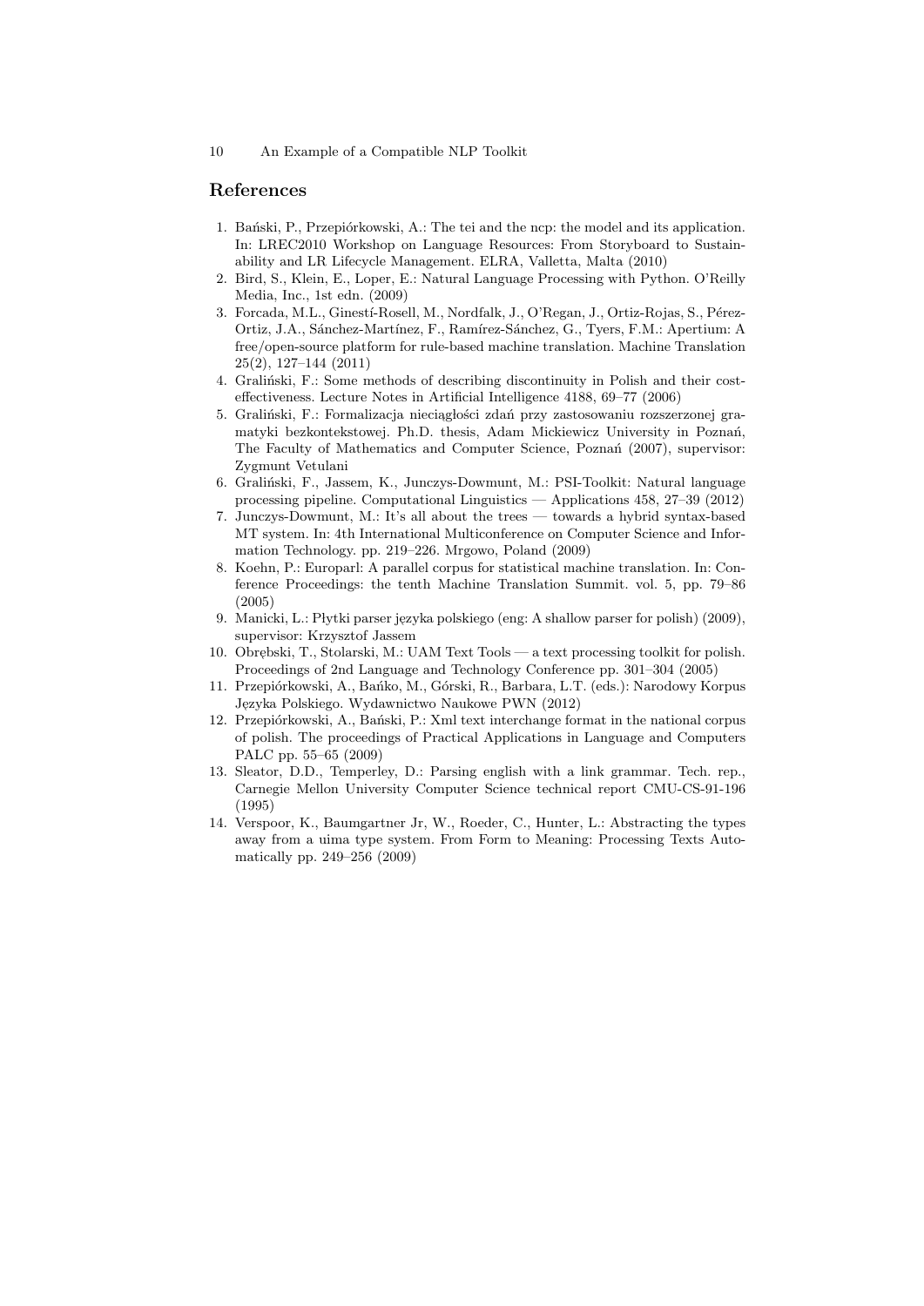## References

1. Bański, P., Przepiórkowski, A.: The tei and the ncp: the model and its application. In: LREC2010 Workshop on Language Resources: From Storyboard to Sustainability and LR Lifecycle Management. ELRA, Valletta, Malta (2010)
2. Bird, S., Klein, E., Loper, E.: Natural Language Processing with Python. O'Reilly Media, Inc., 1st edn. (2009)
3. Forcada, M.L., Ginestí-Rosell, M., Nordfalk, J., O'Regan, J., Ortiz-Rojas, S., Pérez-Ortiz, J.A., Sánchez-Martínez, F., Ramírez-Sánchez, G., Tyers, F.M.: Apertium: A free/open-source platform for rule-based machine translation. Machine Translation 25(2), 127–144 (2011)
4. Graliński, F.: Some methods of describing discontinuity in Polish and their cost-effectiveness. Lecture Notes in Artificial Intelligence 4188, 69–77 (2006)
5. Graliński, F.: Formalizacja nieciągłości zdań przy zastosowaniu rozszerzonej gramatyki bezkontekstowej. Ph.D. thesis, Adam Mickiewicz University in Poznań, The Faculty of Mathematics and Computer Science, Poznań (2007), supervisor: Zygmunt Vetulani
6. Graliński, F., Jassem, K., Junczys-Dowmunt, M.: PSI-Toolkit: Natural language processing pipeline. Computational Linguistics — Applications 458, 27–39 (2012)
7. Junczys-Dowmunt, M.: It's all about the trees — towards a hybrid syntax-based MT system. In: 4th International Multiconference on Computer Science and Information Technology. pp. 219–226. Mrgowo, Poland (2009)
8. Koehn, P.: Europarl: A parallel corpus for statistical machine translation. In: Conference Proceedings: the tenth Machine Translation Summit. vol. 5, pp. 79–86 (2005)
9. Manicki, L.: Płytki parser języka polskiego (eng: A shallow parser for polish) (2009), supervisor: Krzysztof Jassem
10. Obrębski, T., Stolarski, M.: UAM Text Tools — a text processing toolkit for polish. Proceedings of 2nd Language and Technology Conference pp. 301–304 (2005)
11. Przepiórkowski, A., Bańko, M., Górski, R., Barbara, L.T. (eds.): Narodowy Korpus Języka Polskiego. Wydawnictwo Naukowe PWN (2012)
12. Przepiórkowski, A., Bański, P.: Xml text interchange format in the national corpus of polish. The proceedings of Practical Applications in Language and Computers PALC pp. 55–65 (2009)
13. Sleator, D.D., Temperley, D.: Parsing english with a link grammar. Tech. rep., Carnegie Mellon University Computer Science technical report CMU-CS-91-196 (1995)
14. Verspoor, K., Baumgartner Jr, W., Roeder, C., Hunter, L.: Abstracting the types away from a uima type system. From Form to Meaning: Processing Texts Automatically pp. 249–256 (2009)